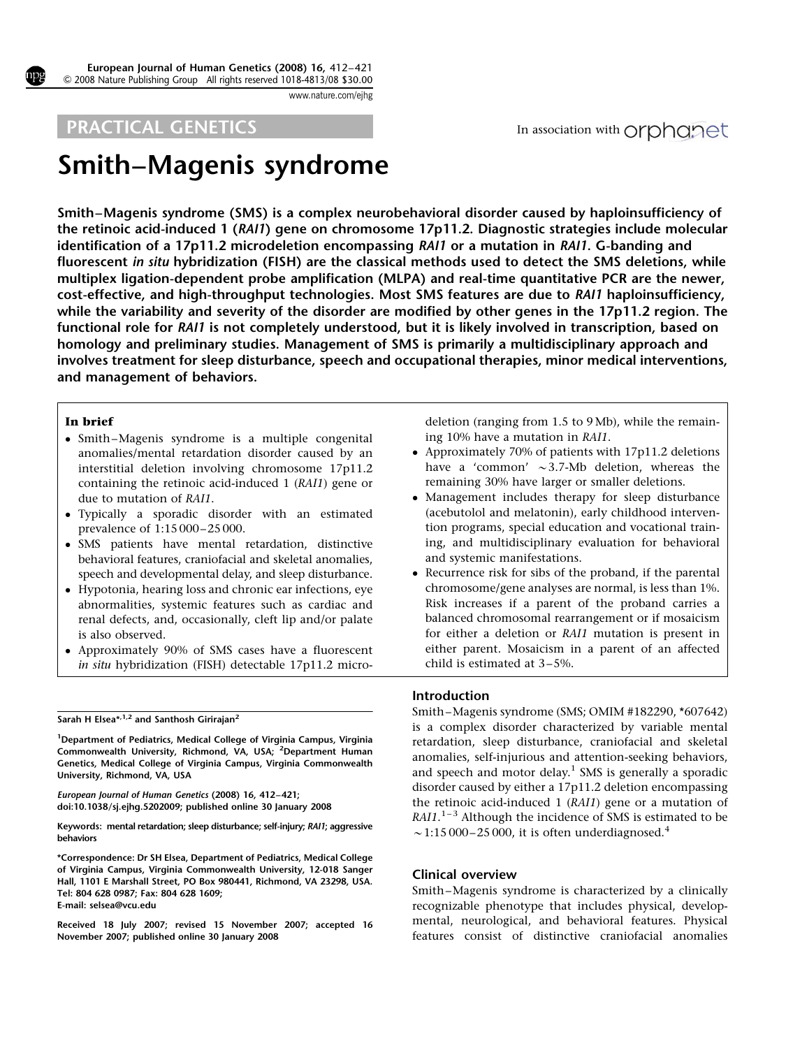PRACTICAL GENETICS

In association with orphanet

# Smith–Magenis syndrome

**Smith–Magenis syndrome (SMS) is a complex neurobehavioral disorder caused by haploinsufficiency of the retinoic acid-induced 1 (*RAI1*) gene on chromosome 17p11.2. Diagnostic strategies include molecular identification of a 17p11.2 microdeletion encompassing *RAI1* or a mutation in *RAI1*. G-banding and fluorescent *in situ* hybridization (FISH) are the classical methods used to detect the SMS deletions, while multiplex ligation-dependent probe amplification (MLPA) and real-time quantitative PCR are the newer, cost-effective, and high-throughput technologies. Most SMS features are due to *RAI1* haploinsufficiency, while the variability and severity of the disorder are modified by other genes in the 17p11.2 region. The functional role for *RAI1* is not completely understood, but it is likely involved in transcription, based on homology and preliminary studies. Management of SMS is primarily a multidisciplinary approach and involves treatment for sleep disturbance, speech and occupational therapies, minor medical interventions, and management of behaviors.**

**In brief**

- Smith–Magenis syndrome is a multiple congenital anomalies/mental retardation disorder caused by an interstitial deletion involving chromosome 17p11.2 containing the retinoic acid-induced 1 (*RAI1*) gene or due to mutation of *RAI1*.
- Typically a sporadic disorder with an estimated prevalence of 1:15 000–25 000.
- SMS patients have mental retardation, distinctive behavioral features, craniofacial and skeletal anomalies, speech and developmental delay, and sleep disturbance.
- Hypotonia, hearing loss and chronic ear infections, eye abnormalities, systemic features such as cardiac and renal defects, and, occasionally, cleft lip and/or palate is also observed.
- Approximately 90% of SMS cases have a fluorescent *in situ* hybridization (FISH) detectable 17p11.2 microdeletion (ranging from 1.5 to 9 Mb), while the remaining 10% have a mutation in *RAI1*.
- Approximately 70% of patients with 17p11.2 deletions have a 'common' ~3.7-Mb deletion, whereas the remaining 30% have larger or smaller deletions.
- Management includes therapy for sleep disturbance (acebutolol and melatonin), early childhood intervention programs, special education and vocational training, and multidisciplinary evaluation for behavioral and systemic manifestations.
- Recurrence risk for sibs of the proband, if the parental chromosome/gene analyses are normal, is less than 1%. Risk increases if a parent of the proband carries a balanced chromosomal rearrangement or if mosaicism for either a deletion or *RAI1* mutation is present in either parent. Mosaicism in a parent of an affected child is estimated at 3–5%.

Sarah H Elsea*[1,2] and Santhosh Girirajan[2]

[1]Department of Pediatrics, Medical College of Virginia Campus, Virginia Commonwealth University, Richmond, VA, USA; [2]Department Human Genetics, Medical College of Virginia Campus, Virginia Commonwealth University, Richmond, VA, USA

*European Journal of Human Genetics* (2008) 16, 412–421; doi:10.1038/sj.ejhg.5202009; published online 30 January 2008

**Keywords:** mental retardation; sleep disturbance; self-injury; *RAI1*; aggressive behaviors

*Correspondence: Dr SH Elsea, Department of Pediatrics, Medical College of Virginia Campus, Virginia Commonwealth University, 12-018 Sanger Hall, 1101 E Marshall Street, PO Box 980441, Richmond, VA 23298, USA. Tel: 804 628 0987; Fax: 804 628 1609; E-mail: selsea@vcu.edu

Received 18 July 2007; revised 15 November 2007; accepted 16 November 2007; published online 30 January 2008

## Introduction

Smith–Magenis syndrome (SMS; OMIM #182290, *607642) is a complex disorder characterized by variable mental retardation, sleep disturbance, craniofacial and skeletal anomalies, self-injurious and attention-seeking behaviors, and speech and motor delay.[1] SMS is generally a sporadic disorder caused by either a 17p11.2 deletion encompassing the retinoic acid-induced 1 (*RAI1*) gene or a mutation of *RAI1*.[1–3] Although the incidence of SMS is estimated to be ~1:15 000–25 000, it is often underdiagnosed.[4]

## Clinical overview

Smith–Magenis syndrome is characterized by a clinically recognizable phenotype that includes physical, developmental, neurological, and behavioral features. Physical features consist of distinctive craniofacial anomalies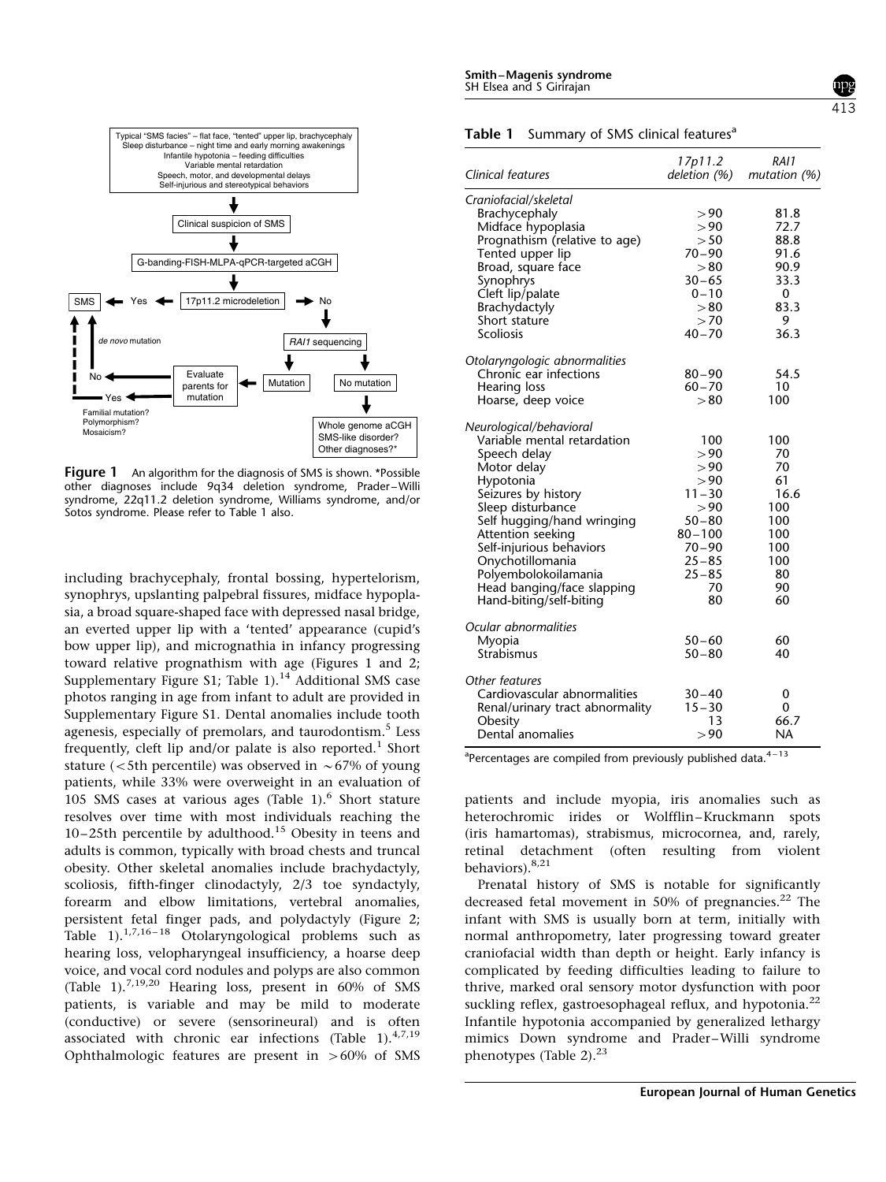Typical "SMS facies" – flat face, "tented" upper lip, brachycephaly
Sleep disturbance – night time and early morning awakenings
Infantile hypotonia – feeding difficulties
Variable mental retardation
Speech, motor, and developmental delays
Self-injurious and stereotypical behaviors

→ Clinical suspicion of SMS → G-banding-FISH-MLPA-qPCR-targeted aCGH → 17p11.2 microdeletion

- Yes → SMS
- No → *RAI1* sequencing
  - Mutation → Evaluate parents for mutation
    - No → *de novo* mutation → SMS
    - Yes → Familial mutation? Polymorphism? Mosaicism? → SMS
  - No mutation → Whole genome aCGH; SMS-like disorder? Other diagnoses?*

**Figure 1** An algorithm for the diagnosis of SMS is shown. *Possible other diagnoses include 9q34 deletion syndrome, Prader–Willi syndrome, 22q11.2 deletion syndrome, Williams syndrome, and/or Sotos syndrome. Please refer to Table 1 also.

including brachycephaly, frontal bossing, hypertelorism, synophrys, upslanting palpebral fissures, midface hypoplasia, a broad square-shaped face with depressed nasal bridge, an everted upper lip with a 'tented' appearance (cupid's bow upper lip), and micrognathia in infancy progressing toward relative prognathism with age (Figures 1 and 2; Supplementary Figure S1; Table 1).[14] Additional SMS case photos ranging in age from infant to adult are provided in Supplementary Figure S1. Dental anomalies include tooth agenesis, especially of premolars, and taurodontism.[5] Less frequently, cleft lip and/or palate is also reported.[1] Short stature (<5th percentile) was observed in ∼67% of young patients, while 33% were overweight in an evaluation of 105 SMS cases at various ages (Table 1).[6] Short stature resolves over time with most individuals reaching the 10–25th percentile by adulthood.[15] Obesity in teens and adults is common, typically with broad chests and truncal obesity. Other skeletal anomalies include brachydactyly, scoliosis, fifth-finger clinodactyly, 2/3 toe syndactyly, forearm and elbow limitations, vertebral anomalies, persistent fetal finger pads, and polydactyly (Figure 2; Table 1).[1,7,16–18] Otolaryngological problems such as hearing loss, velopharyngeal insufficiency, a hoarse deep voice, and vocal cord nodules and polyps are also common (Table 1).[7,19,20] Hearing loss, present in 60% of SMS patients, is variable and may be mild to moderate (conductive) or severe (sensorineural) and is often associated with chronic ear infections (Table 1).[4,7,19] Ophthalmologic features are present in >60% of SMS

**Table 1** Summary of SMS clinical features[a]

| Clinical features | 17p11.2 deletion (%) | RAI1 mutation (%) |
|---|---|---|
| *Craniofacial/skeletal* | | |
| Brachycephaly | >90 | 81.8 |
| Midface hypoplasia | >90 | 72.7 |
| Prognathism (relative to age) | >50 | 88.8 |
| Tented upper lip | 70–90 | 91.6 |
| Broad, square face | >80 | 90.9 |
| Synophrys | 30–65 | 33.3 |
| Cleft lip/palate | 0–10 | 0 |
| Brachydactyly | >80 | 83.3 |
| Short stature | >70 | 9 |
| Scoliosis | 40–70 | 36.3 |
| *Otolaryngologic abnormalities* | | |
| Chronic ear infections | 80–90 | 54.5 |
| Hearing loss | 60–70 | 10 |
| Hoarse, deep voice | >80 | 100 |
| *Neurological/behavioral* | | |
| Variable mental retardation | 100 | 100 |
| Speech delay | >90 | 70 |
| Motor delay | >90 | 70 |
| Hypotonia | >90 | 61 |
| Seizures by history | 11–30 | 16.6 |
| Sleep disturbance | >90 | 100 |
| Self hugging/hand wringing | 50–80 | 100 |
| Attention seeking | 80–100 | 100 |
| Self-injurious behaviors | 70–90 | 100 |
| Onychotillomania | 25–85 | 100 |
| Polyembolokoilamania | 25–85 | 80 |
| Head banging/face slapping | 70 | 90 |
| Hand-biting/self-biting | 80 | 60 |
| *Ocular abnormalities* | | |
| Myopia | 50–60 | 60 |
| Strabismus | 50–80 | 40 |
| *Other features* | | |
| Cardiovascular abnormalities | 30–40 | 0 |
| Renal/urinary tract abnormality | 15–30 | 0 |
| Obesity | 13 | 66.7 |
| Dental anomalies | >90 | NA |

[a]Percentages are compiled from previously published data.[4–13]

patients and include myopia, iris anomalies such as heterochromic irides or Wolfflin–Kruckmann spots (iris hamartomas), strabismus, microcornea, and, rarely, retinal detachment (often resulting from violent behaviors).[8,21]

Prenatal history of SMS is notable for significantly decreased fetal movement in 50% of pregnancies.[22] The infant with SMS is usually born at term, initially with normal anthropometry, later progressing toward greater craniofacial width than depth or height. Early infancy is complicated by feeding difficulties leading to failure to thrive, marked oral sensory motor dysfunction with poor suckling reflex, gastroesophageal reflux, and hypotonia.[22] Infantile hypotonia accompanied by generalized lethargy mimics Down syndrome and Prader–Willi syndrome phenotypes (Table 2).[23]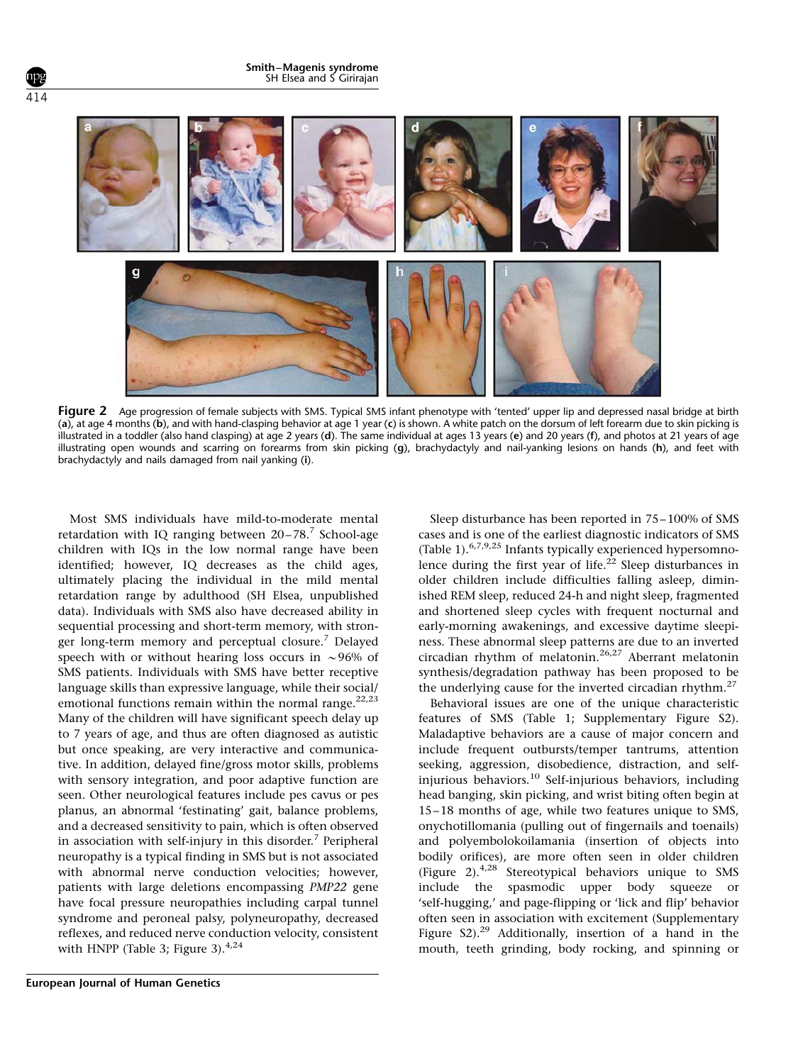**Figure 2** Age progression of female subjects with SMS. Typical SMS infant phenotype with 'tented' upper lip and depressed nasal bridge at birth (**a**), at age 4 months (**b**), and with hand-clasping behavior at age 1 year (**c**) is shown. A white patch on the dorsum of left forearm due to skin picking is illustrated in a toddler (also hand clasping) at age 2 years (**d**). The same individual at ages 13 years (**e**) and 20 years (**f**), and photos at 21 years of age illustrating open wounds and scarring on forearms from skin picking (**g**), brachydactyly and nail-yanking lesions on hands (**h**), and feet with brachydactyly and nails damaged from nail yanking (**i**).

Most SMS individuals have mild-to-moderate mental retardation with IQ ranging between 20–78.[7] School-age children with IQs in the low normal range have been identified; however, IQ decreases as the child ages, ultimately placing the individual in the mild mental retardation range by adulthood (SH Elsea, unpublished data). Individuals with SMS also have decreased ability in sequential processing and short-term memory, with stronger long-term memory and perceptual closure.[7] Delayed speech with or without hearing loss occurs in ~96% of SMS patients. Individuals with SMS have better receptive language skills than expressive language, while their social/emotional functions remain within the normal range.[22,23] Many of the children will have significant speech delay up to 7 years of age, and thus are often diagnosed as autistic but once speaking, are very interactive and communicative. In addition, delayed fine/gross motor skills, problems with sensory integration, and poor adaptive function are seen. Other neurological features include pes cavus or pes planus, an abnormal 'festinating' gait, balance problems, and a decreased sensitivity to pain, which is often observed in association with self-injury in this disorder.[7] Peripheral neuropathy is a typical finding in SMS but is not associated with abnormal nerve conduction velocities; however, patients with large deletions encompassing *PMP22* gene have focal pressure neuropathies including carpal tunnel syndrome and peroneal palsy, polyneuropathy, decreased reflexes, and reduced nerve conduction velocity, consistent with HNPP (Table 3; Figure 3).[4,24]

Sleep disturbance has been reported in 75–100% of SMS cases and is one of the earliest diagnostic indicators of SMS (Table 1).[6,7,9,25] Infants typically experienced hypersomnolence during the first year of life.[22] Sleep disturbances in older children include difficulties falling asleep, diminished REM sleep, reduced 24-h and night sleep, fragmented and shortened sleep cycles with frequent nocturnal and early-morning awakenings, and excessive daytime sleepiness. These abnormal sleep patterns are due to an inverted circadian rhythm of melatonin.[26,27] Aberrant melatonin synthesis/degradation pathway has been proposed to be the underlying cause for the inverted circadian rhythm.[27]

Behavioral issues are one of the unique characteristic features of SMS (Table 1; Supplementary Figure S2). Maladaptive behaviors are a cause of major concern and include frequent outbursts/temper tantrums, attention seeking, aggression, disobedience, distraction, and self-injurious behaviors.[10] Self-injurious behaviors, including head banging, skin picking, and wrist biting often begin at 15–18 months of age, while two features unique to SMS, onychotillomania (pulling out of fingernails and toenails) and polyembolokoilamania (insertion of objects into bodily orifices), are more often seen in older children (Figure 2).[4,28] Stereotypical behaviors unique to SMS include the spasmodic upper body squeeze or 'self-hugging,' and page-flipping or 'lick and flip' behavior often seen in association with excitement (Supplementary Figure S2).[29] Additionally, insertion of a hand in the mouth, teeth grinding, body rocking, and spinning or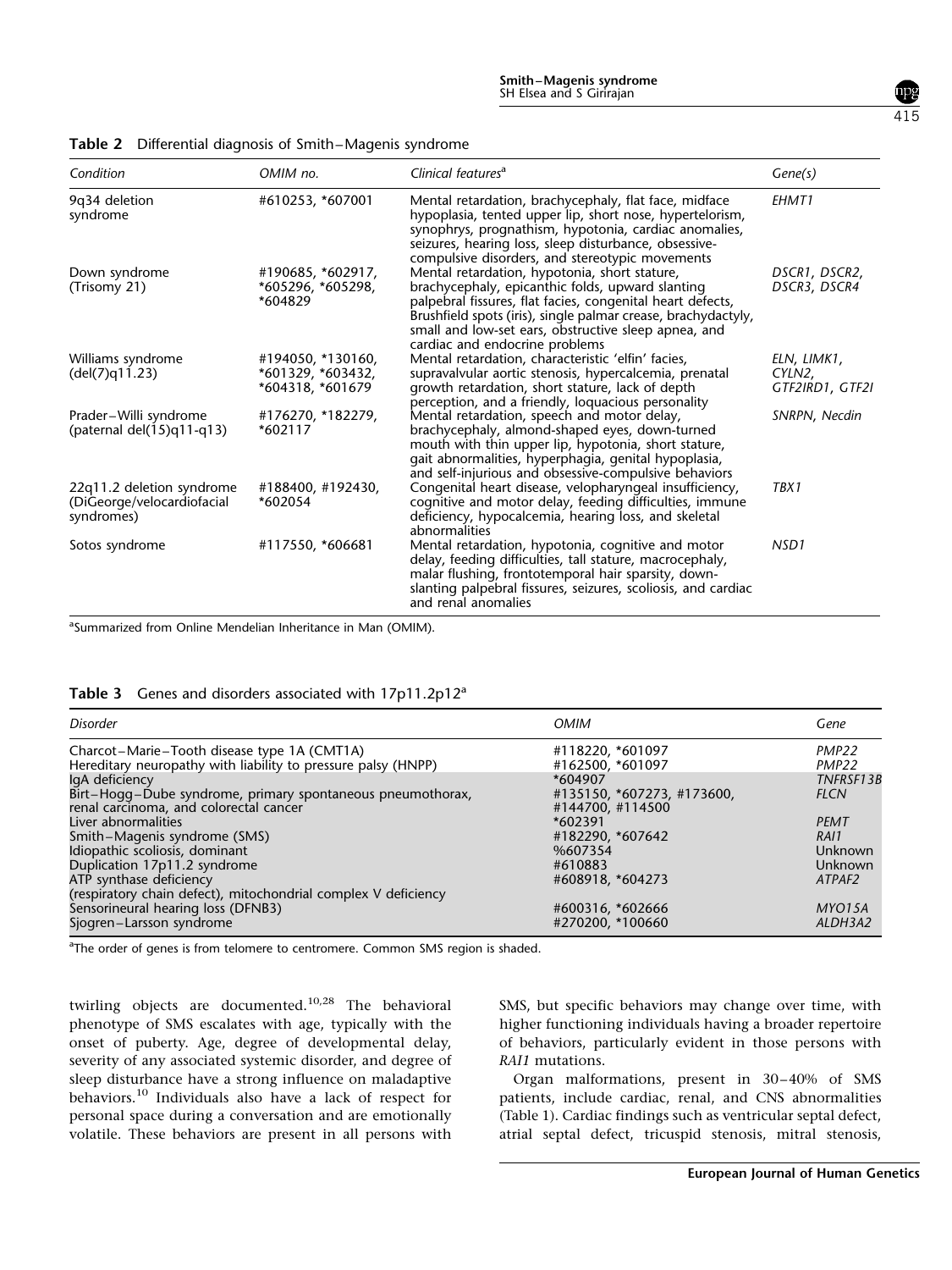**Table 2** Differential diagnosis of Smith–Magenis syndrome

| Condition | OMIM no. | Clinical features[a] | Gene(s) |
|---|---|---|---|
| 9q34 deletion syndrome | #610253, *607001 | Mental retardation, brachycephaly, flat face, midface hypoplasia, tented upper lip, short nose, hypertelorism, synophrys, prognathism, hypotonia, cardiac anomalies, seizures, hearing loss, sleep disturbance, obsessive-compulsive disorders, and stereotypic movements | *EHMT1* |
| Down syndrome (Trisomy 21) | #190685, *602917, *605296, *605298, *604829 | Mental retardation, hypotonia, short stature, brachycephaly, epicanthic folds, upward slanting palpebral fissures, flat facies, congenital heart defects, Brushfield spots (iris), single palmar crease, brachydactyly, small and low-set ears, obstructive sleep apnea, and cardiac and endocrine problems | *DSCR1*, *DSCR2*, *DSCR3*, *DSCR4* |
| Williams syndrome (del(7)q11.23) | #194050, *130160, *601329, *603432, *604318, *601679 | Mental retardation, characteristic 'elfin' facies, supravalvular aortic stenosis, hypercalcemia, prenatal growth retardation, short stature, lack of depth perception, and a friendly, loquacious personality | *ELN*, *LIMK1*, *CYLN2*, *GTF2IRD1*, *GTF2I* |
| Prader–Willi syndrome (paternal del(15)q11-q13) | #176270, *182279, *602117 | Mental retardation, speech and motor delay, brachycephaly, almond-shaped eyes, down-turned mouth with thin upper lip, hypotonia, short stature, gait abnormalities, hyperphagia, genital hypoplasia, and self-injurious and obsessive-compulsive behaviors | *SNRPN*, *Necdin* |
| 22q11.2 deletion syndrome (DiGeorge/velocardiofacial syndromes) | #188400, #192430, *602054 | Congenital heart disease, velopharyngeal insufficiency, cognitive and motor delay, feeding difficulties, immune deficiency, hypocalcemia, hearing loss, and skeletal abnormalities | *TBX1* |
| Sotos syndrome | #117550, *606681 | Mental retardation, hypotonia, cognitive and motor delay, feeding difficulties, tall stature, macrocephaly, malar flushing, frontotemporal hair sparsity, down-slanting palpebral fissures, seizures, scoliosis, and cardiac and renal anomalies | *NSD1* |

[a]Summarized from Online Mendelian Inheritance in Man (OMIM).

**Table 3** Genes and disorders associated with 17p11.2p12[a]

| Disorder | OMIM | Gene |
|---|---|---|
| Charcot–Marie–Tooth disease type 1A (CMT1A) | #118220, *601097 | *PMP22* |
| Hereditary neuropathy with liability to pressure palsy (HNPP) | #162500, *601097 | *PMP22* |
| IgA deficiency | *604907 | *TNFRSF13B* |
| Birt–Hogg–Dube syndrome, primary spontaneous pneumothorax, renal carcinoma, and colorectal cancer | #135150, *607273, #173600, #144700, #114500 | *FLCN* |
| Liver abnormalities | *602391 | *PEMT* |
| Smith–Magenis syndrome (SMS) | #182290, *607642 | *RAI1* |
| Idiopathic scoliosis, dominant | %607354 | Unknown |
| Duplication 17p11.2 syndrome | #610883 | Unknown |
| ATP synthase deficiency (respiratory chain defect), mitochondrial complex V deficiency | #608918, *604273 | *ATPAF2* |
| Sensorineural hearing loss (DFNB3) | #600316, *602666 | *MYO15A* |
| Sjogren–Larsson syndrome | #270200, *100660 | *ALDH3A2* |

[a]The order of genes is from telomere to centromere. Common SMS region is shaded.

twirling objects are documented.[10,28] The behavioral phenotype of SMS escalates with age, typically with the onset of puberty. Age, degree of developmental delay, severity of any associated systemic disorder, and degree of sleep disturbance have a strong influence on maladaptive behaviors.[10] Individuals also have a lack of respect for personal space during a conversation and are emotionally volatile. These behaviors are present in all persons with SMS, but specific behaviors may change over time, with higher functioning individuals having a broader repertoire of behaviors, particularly evident in those persons with *RAI1* mutations.

Organ malformations, present in 30–40% of SMS patients, include cardiac, renal, and CNS abnormalities (Table 1). Cardiac findings such as ventricular septal defect, atrial septal defect, tricuspid stenosis, mitral stenosis,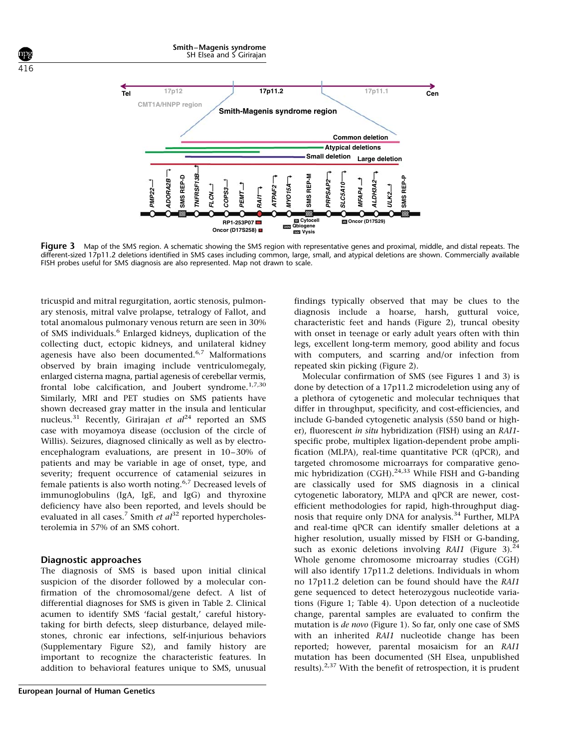Figure 3 Map of the SMS region. A schematic showing the SMS region with representative genes and proximal, middle, and distal repeats. The different-sized 17p11.2 deletions identified in SMS cases including common, large, small, and atypical deletions are shown. Commercially available FISH probes useful for SMS diagnosis are also represented. Map not drawn to scale.

tricuspid and mitral regurgitation, aortic stenosis, pulmonary stenosis, mitral valve prolapse, tetralogy of Fallot, and total anomalous pulmonary venous return are seen in 30% of SMS individuals.[6] Enlarged kidneys, duplication of the collecting duct, ectopic kidneys, and unilateral kidney agenesis have also been documented.[6,7] Malformations observed by brain imaging include ventriculomegaly, enlarged cisterna magna, partial agenesis of cerebellar vermis, frontal lobe calcification, and Joubert syndrome.[1,7,30] Similarly, MRI and PET studies on SMS patients have shown decreased gray matter in the insula and lenticular nucleus.[31] Recently, Girirajan *et al*[24] reported an SMS case with moyamoya disease (occlusion of the circle of Willis). Seizures, diagnosed clinically as well as by electroencephalogram evaluations, are present in 10–30% of patients and may be variable in age of onset, type, and severity; frequent occurrence of catamenial seizures in female patients is also worth noting.[6,7] Decreased levels of immunoglobulins (IgA, IgE, and IgG) and thyroxine deficiency have also been reported, and levels should be evaluated in all cases.[7] Smith *et al*[32] reported hypercholesterolemia in 57% of an SMS cohort.

## Diagnostic approaches

The diagnosis of SMS is based upon initial clinical suspicion of the disorder followed by a molecular confirmation of the chromosomal/gene defect. A list of differential diagnoses for SMS is given in Table 2. Clinical acumen to identify SMS 'facial gestalt,' careful history-taking for birth defects, sleep disturbance, delayed milestones, chronic ear infections, self-injurious behaviors (Supplementary Figure S2), and family history are important to recognize the characteristic features. In addition to behavioral features unique to SMS, unusual findings typically observed that may be clues to the diagnosis include a hoarse, harsh, guttural voice, characteristic feet and hands (Figure 2), truncal obesity with onset in teenage or early adult years often with thin legs, excellent long-term memory, good ability and focus with computers, and scarring and/or infection from repeated skin picking (Figure 2).

Molecular confirmation of SMS (see Figures 1 and 3) is done by detection of a 17p11.2 microdeletion using any of a plethora of cytogenetic and molecular techniques that differ in throughput, specificity, and cost-efficiencies, and include G-banded cytogenetic analysis (550 band or higher), fluorescent *in situ* hybridization (FISH) using an *RAI1*-specific probe, multiplex ligation-dependent probe amplification (MLPA), real-time quantitative PCR (qPCR), and targeted chromosome microarrays for comparative genomic hybridization (CGH).[24,33] While FISH and G-banding are classically used for SMS diagnosis in a clinical cytogenetic laboratory, MLPA and qPCR are newer, cost-efficient methodologies for rapid, high-throughput diagnosis that require only DNA for analysis.[34] Further, MLPA and real-time qPCR can identify smaller deletions at a higher resolution, usually missed by FISH or G-banding, such as exonic deletions involving *RAI1* (Figure 3).[24] Whole genome chromosome microarray studies (CGH) will also identify 17p11.2 deletions. Individuals in whom no 17p11.2 deletion can be found should have the *RAI1* gene sequenced to detect heterozygous nucleotide variations (Figure 1; Table 4). Upon detection of a nucleotide change, parental samples are evaluated to confirm the mutation is *de novo* (Figure 1). So far, only one case of SMS with an inherited *RAI1* nucleotide change has been reported; however, parental mosaicism for an *RAI1* mutation has been documented (SH Elsea, unpublished results).[2,37] With the benefit of retrospection, it is prudent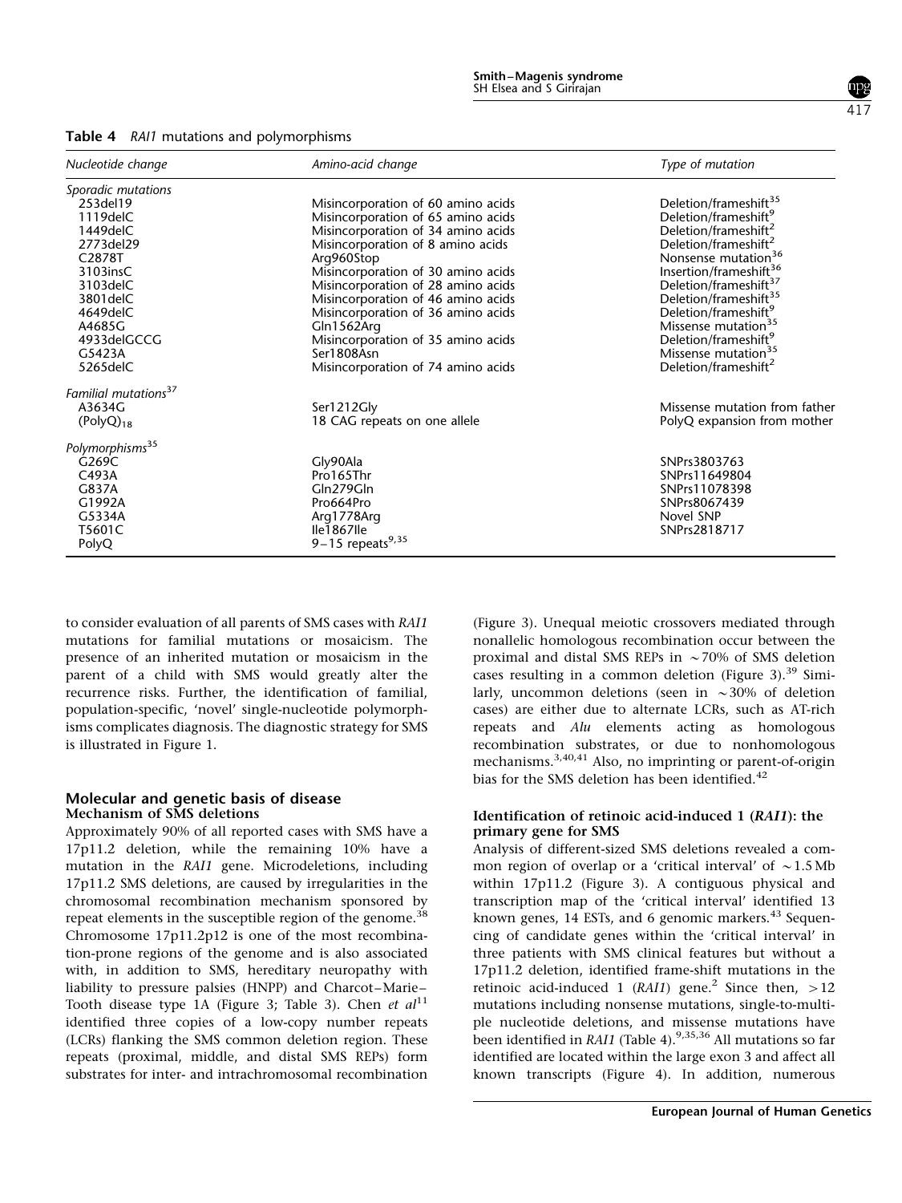**Table 4** *RAI1* mutations and polymorphisms

| Nucleotide change | Amino-acid change | Type of mutation |
|---|---|---|
| *Sporadic mutations* | | |
| 253del19 | Misincorporation of 60 amino acids | Deletion/frameshift[35] |
| 1119delC | Misincorporation of 65 amino acids | Deletion/frameshift[9] |
| 1449delC | Misincorporation of 34 amino acids | Deletion/frameshift[2] |
| 2773del29 | Misincorporation of 8 amino acids | Deletion/frameshift[2] |
| C2878T | Arg960Stop | Nonsense mutation[36] |
| 3103insC | Misincorporation of 30 amino acids | Insertion/frameshift[36] |
| 3103delC | Misincorporation of 28 amino acids | Deletion/frameshift[37] |
| 3801delC | Misincorporation of 46 amino acids | Deletion/frameshift[35] |
| 4649delC | Misincorporation of 36 amino acids | Deletion/frameshift[9] |
| A4685G | Gln1562Arg | Missense mutation[35] |
| 4933delGCCG | Misincorporation of 35 amino acids | Deletion/frameshift[9] |
| G5423A | Ser1808Asn | Missense mutation[35] |
| 5265delC | Misincorporation of 74 amino acids | Deletion/frameshift[2] |
| *Familial mutations*[37] | | |
| A3634G | Ser1212Gly | Missense mutation from father |
| $(PolyQ)_{18}$ | 18 CAG repeats on one allele | PolyQ expansion from mother |
| *Polymorphisms*[35] | | |
| G269C | Gly90Ala | SNPrs3803763 |
| C493A | Pro165Thr | SNPrs11649804 |
| G837A | Gln279Gln | SNPrs11078398 |
| G1992A | Pro664Pro | SNPrs8067439 |
| G5334A | Arg1778Arg | Novel SNP |
| T5601C | Ile1867Ile | SNPrs2818717 |
| PolyQ | 9–15 repeats[9,35] | |

to consider evaluation of all parents of SMS cases with *RAI1* mutations for familial mutations or mosaicism. The presence of an inherited mutation or mosaicism in the parent of a child with SMS would greatly alter the recurrence risks. Further, the identification of familial, population-specific, 'novel' single-nucleotide polymorphisms complicates diagnosis. The diagnostic strategy for SMS is illustrated in Figure 1.

## Molecular and genetic basis of disease

### Mechanism of SMS deletions

Approximately 90% of all reported cases with SMS have a 17p11.2 deletion, while the remaining 10% have a mutation in the *RAI1* gene. Microdeletions, including 17p11.2 SMS deletions, are caused by irregularities in the chromosomal recombination mechanism sponsored by repeat elements in the susceptible region of the genome.[38] Chromosome 17p11.2p12 is one of the most recombination-prone regions of the genome and is also associated with, in addition to SMS, hereditary neuropathy with liability to pressure palsies (HNPP) and Charcot–Marie–Tooth disease type 1A (Figure 3; Table 3). Chen *et al*[11] identified three copies of a low-copy number repeats (LCRs) flanking the SMS common deletion region. These repeats (proximal, middle, and distal SMS REPs) form substrates for inter- and intrachromosomal recombination (Figure 3). Unequal meiotic crossovers mediated through nonallelic homologous recombination occur between the proximal and distal SMS REPs in ~70% of SMS deletion cases resulting in a common deletion (Figure 3).[39] Similarly, uncommon deletions (seen in ~30% of deletion cases) are either due to alternate LCRs, such as AT-rich repeats and *Alu* elements acting as homologous recombination substrates, or due to nonhomologous mechanisms.[3,40,41] Also, no imprinting or parent-of-origin bias for the SMS deletion has been identified.[42]

### Identification of retinoic acid-induced 1 (*RAI1*): the primary gene for SMS

Analysis of different-sized SMS deletions revealed a common region of overlap or a 'critical interval' of ~1.5 Mb within 17p11.2 (Figure 3). A contiguous physical and transcription map of the 'critical interval' identified 13 known genes, 14 ESTs, and 6 genomic markers.[43] Sequencing of candidate genes within the 'critical interval' in three patients with SMS clinical features but without a 17p11.2 deletion, identified frame-shift mutations in the retinoic acid-induced 1 (*RAI1*) gene.[2] Since then, >12 mutations including nonsense mutations, single-to-multiple nucleotide deletions, and missense mutations have been identified in *RAI1* (Table 4).[9,35,36] All mutations so far identified are located within the large exon 3 and affect all known transcripts (Figure 4). In addition, numerous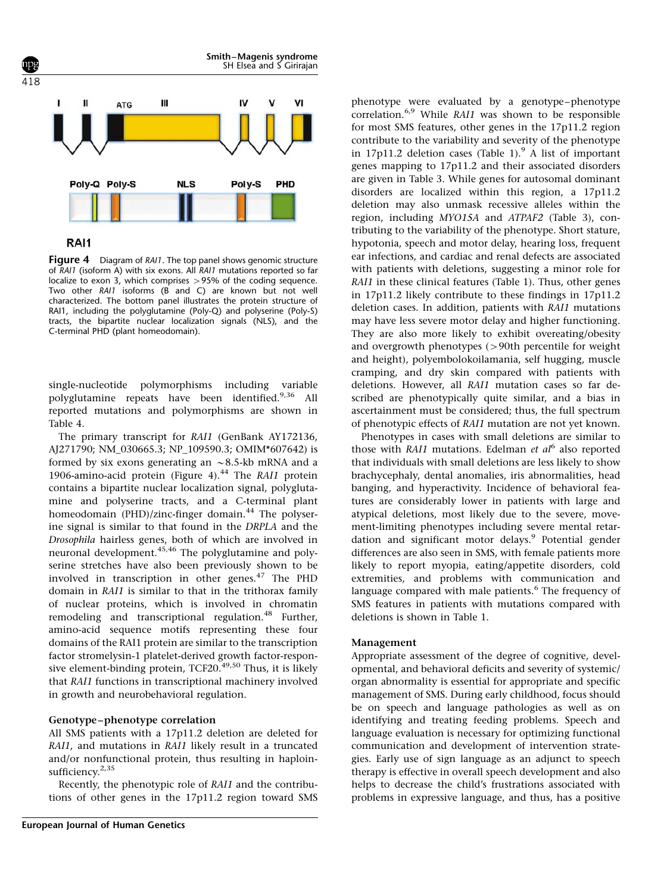**Figure 4** Diagram of *RAI1*. The top panel shows genomic structure of *RAI1* (isoform A) with six exons. All *RAI1* mutations reported so far localize to exon 3, which comprises >95% of the coding sequence. Two other *RAI1* isoforms (B and C) are known but not well characterized. The bottom panel illustrates the protein structure of RAI1, including the polyglutamine (Poly-Q) and polyserine (Poly-S) tracts, the bipartite nuclear localization signals (NLS), and the C-terminal PHD (plant homeodomain).

single-nucleotide polymorphisms including variable polyglutamine repeats have been identified.[9,36] All reported mutations and polymorphisms are shown in Table 4.

The primary transcript for *RAI1* (GenBank AY172136, AJ271790; NM_030665.3; NP_109590.3; OMIM*607642) is formed by six exons generating an ~8.5-kb mRNA and a 1906-amino-acid protein (Figure 4).[44] The *RAI1* protein contains a bipartite nuclear localization signal, polyglutamine and polyserine tracts, and a C-terminal plant homeodomain (PHD)/zinc-finger domain.[44] The polyserine signal is similar to that found in the *DRPLA* and the *Drosophila* hairless genes, both of which are involved in neuronal development.[45,46] The polyglutamine and polyserine stretches have also been previously shown to be involved in transcription in other genes.[47] The PHD domain in *RAI1* is similar to that in the trithorax family of nuclear proteins, which is involved in chromatin remodeling and transcriptional regulation.[48] Further, amino-acid sequence motifs representing these four domains of the RAI1 protein are similar to the transcription factor stromelysin-1 platelet-derived growth factor-responsive element-binding protein, TCF20.[49,50] Thus, it is likely that *RAI1* functions in transcriptional machinery involved in growth and neurobehavioral regulation.

### Genotype–phenotype correlation

All SMS patients with a 17p11.2 deletion are deleted for *RAI1*, and mutations in *RAI1* likely result in a truncated and/or nonfunctional protein, thus resulting in haploinsufficiency.[2,35]

Recently, the phenotypic role of *RAI1* and the contributions of other genes in the 17p11.2 region toward SMS phenotype were evaluated by a genotype–phenotype correlation.[6,9] While *RAI1* was shown to be responsible for most SMS features, other genes in the 17p11.2 region contribute to the variability and severity of the phenotype in 17p11.2 deletion cases (Table 1).[9] A list of important genes mapping to 17p11.2 and their associated disorders are given in Table 3. While genes for autosomal dominant disorders are localized within this region, a 17p11.2 deletion may also unmask recessive alleles within the region, including *MYO15A* and *ATPAF2* (Table 3), contributing to the variability of the phenotype. Short stature, hypotonia, speech and motor delay, hearing loss, frequent ear infections, and cardiac and renal defects are associated with patients with deletions, suggesting a minor role for *RAI1* in these clinical features (Table 1). Thus, other genes in 17p11.2 likely contribute to these findings in 17p11.2 deletion cases. In addition, patients with *RAI1* mutations may have less severe motor delay and higher functioning. They are also more likely to exhibit overeating/obesity and overgrowth phenotypes (>90th percentile for weight and height), polyembolokoilamania, self hugging, muscle cramping, and dry skin compared with patients with deletions. However, all *RAI1* mutation cases so far described are phenotypically quite similar, and a bias in ascertainment must be considered; thus, the full spectrum of phenotypic effects of *RAI1* mutation are not yet known.

Phenotypes in cases with small deletions are similar to those with *RAI1* mutations. Edelman *et al*[6] also reported that individuals with small deletions are less likely to show brachycephaly, dental anomalies, iris abnormalities, head banging, and hyperactivity. Incidence of behavioral features are considerably lower in patients with large and atypical deletions, most likely due to the severe, movement-limiting phenotypes including severe mental retardation and significant motor delays.[9] Potential gender differences are also seen in SMS, with female patients more likely to report myopia, eating/appetite disorders, cold extremities, and problems with communication and language compared with male patients.[6] The frequency of SMS features in patients with mutations compared with deletions is shown in Table 1.

### Management

Appropriate assessment of the degree of cognitive, developmental, and behavioral deficits and severity of systemic/organ abnormality is essential for appropriate and specific management of SMS. During early childhood, focus should be on speech and language pathologies as well as on identifying and treating feeding problems. Speech and language evaluation is necessary for optimizing functional communication and development of intervention strategies. Early use of sign language as an adjunct to speech therapy is effective in overall speech development and also helps to decrease the child's frustrations associated with problems in expressive language, and thus, has a positive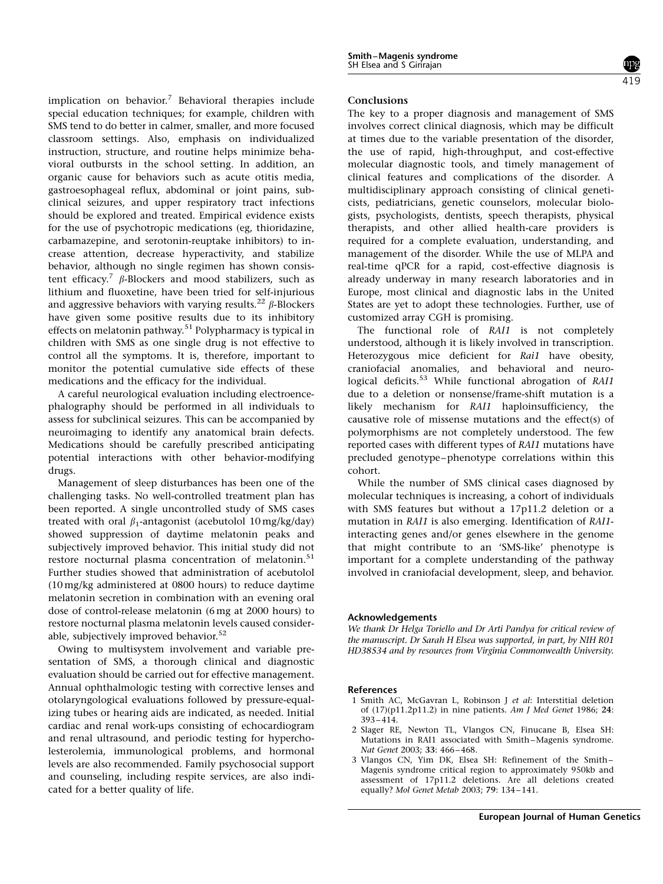implication on behavior.[7] Behavioral therapies include special education techniques; for example, children with SMS tend to do better in calmer, smaller, and more focused classroom settings. Also, emphasis on individualized instruction, structure, and routine helps minimize behavioral outbursts in the school setting. In addition, an organic cause for behaviors such as acute otitis media, gastroesophageal reflux, abdominal or joint pains, subclinical seizures, and upper respiratory tract infections should be explored and treated. Empirical evidence exists for the use of psychotropic medications (eg, thioridazine, carbamazepine, and serotonin-reuptake inhibitors) to increase attention, decrease hyperactivity, and stabilize behavior, although no single regimen has shown consistent efficacy.[7] $\beta$-Blockers and mood stabilizers, such as lithium and fluoxetine, have been tried for self-injurious and aggressive behaviors with varying results.[22] $\beta$-Blockers have given some positive results due to its inhibitory effects on melatonin pathway.[51] Polypharmacy is typical in children with SMS as one single drug is not effective to control all the symptoms. It is, therefore, important to monitor the potential cumulative side effects of these medications and the efficacy for the individual.

A careful neurological evaluation including electroencephalography should be performed in all individuals to assess for subclinical seizures. This can be accompanied by neuroimaging to identify any anatomical brain defects. Medications should be carefully prescribed anticipating potential interactions with other behavior-modifying drugs.

Management of sleep disturbances has been one of the challenging tasks. No well-controlled treatment plan has been reported. A single uncontrolled study of SMS cases treated with oral $\beta_1$-antagonist (acebutolol 10 mg/kg/day) showed suppression of daytime melatonin peaks and subjectively improved behavior. This initial study did not restore nocturnal plasma concentration of melatonin.[51] Further studies showed that administration of acebutolol (10 mg/kg administered at 0800 hours) to reduce daytime melatonin secretion in combination with an evening oral dose of control-release melatonin (6 mg at 2000 hours) to restore nocturnal plasma melatonin levels caused considerable, subjectively improved behavior.[52]

Owing to multisystem involvement and variable presentation of SMS, a thorough clinical and diagnostic evaluation should be carried out for effective management. Annual ophthalmologic testing with corrective lenses and otolaryngological evaluations followed by pressure-equalizing tubes or hearing aids are indicated, as needed. Initial cardiac and renal work-ups consisting of echocardiogram and renal ultrasound, and periodic testing for hypercholesterolemia, immunological problems, and hormonal levels are also recommended. Family psychosocial support and counseling, including respite services, are also indicated for a better quality of life.

## Conclusions

The key to a proper diagnosis and management of SMS involves correct clinical diagnosis, which may be difficult at times due to the variable presentation of the disorder, the use of rapid, high-throughput, and cost-effective molecular diagnostic tools, and timely management of clinical features and complications of the disorder. A multidisciplinary approach consisting of clinical geneticists, pediatricians, genetic counselors, molecular biologists, psychologists, dentists, speech therapists, physical therapists, and other allied health-care providers is required for a complete evaluation, understanding, and management of the disorder. While the use of MLPA and real-time qPCR for a rapid, cost-effective diagnosis is already underway in many research laboratories and in Europe, most clinical and diagnostic labs in the United States are yet to adopt these technologies. Further, use of customized array CGH is promising.

The functional role of *RAI1* is not completely understood, although it is likely involved in transcription. Heterozygous mice deficient for *Rai1* have obesity, craniofacial anomalies, and behavioral and neurological deficits.[53] While functional abrogation of *RAI1* due to a deletion or nonsense/frame-shift mutation is a likely mechanism for *RAI1* haploinsufficiency, the causative role of missense mutations and the effect(s) of polymorphisms are not completely understood. The few reported cases with different types of *RAI1* mutations have precluded genotype–phenotype correlations within this cohort.

While the number of SMS clinical cases diagnosed by molecular techniques is increasing, a cohort of individuals with SMS features but without a 17p11.2 deletion or a mutation in *RAI1* is also emerging. Identification of *RAI1*-interacting genes and/or genes elsewhere in the genome that might contribute to an 'SMS-like' phenotype is important for a complete understanding of the pathway involved in craniofacial development, sleep, and behavior.

## Acknowledgements

*We thank Dr Helga Toriello and Dr Arti Pandya for critical review of the manuscript. Dr Sarah H Elsea was supported, in part, by NIH R01 HD38534 and by resources from Virginia Commonwealth University.*

## References

1. Smith AC, McGavran L, Robinson J *et al*: Interstitial deletion of (17)(p11.2p11.2) in nine patients. *Am J Med Genet* 1986; **24**: 393–414.
2. Slager RE, Newton TL, Vlangos CN, Finucane B, Elsea SH: Mutations in RAI1 associated with Smith–Magenis syndrome. *Nat Genet* 2003; **33**: 466–468.
3. Vlangos CN, Yim DK, Elsea SH: Refinement of the Smith–Magenis syndrome critical region to approximately 950kb and assessment of 17p11.2 deletions. Are all deletions created equally? *Mol Genet Metab* 2003; **79**: 134–141.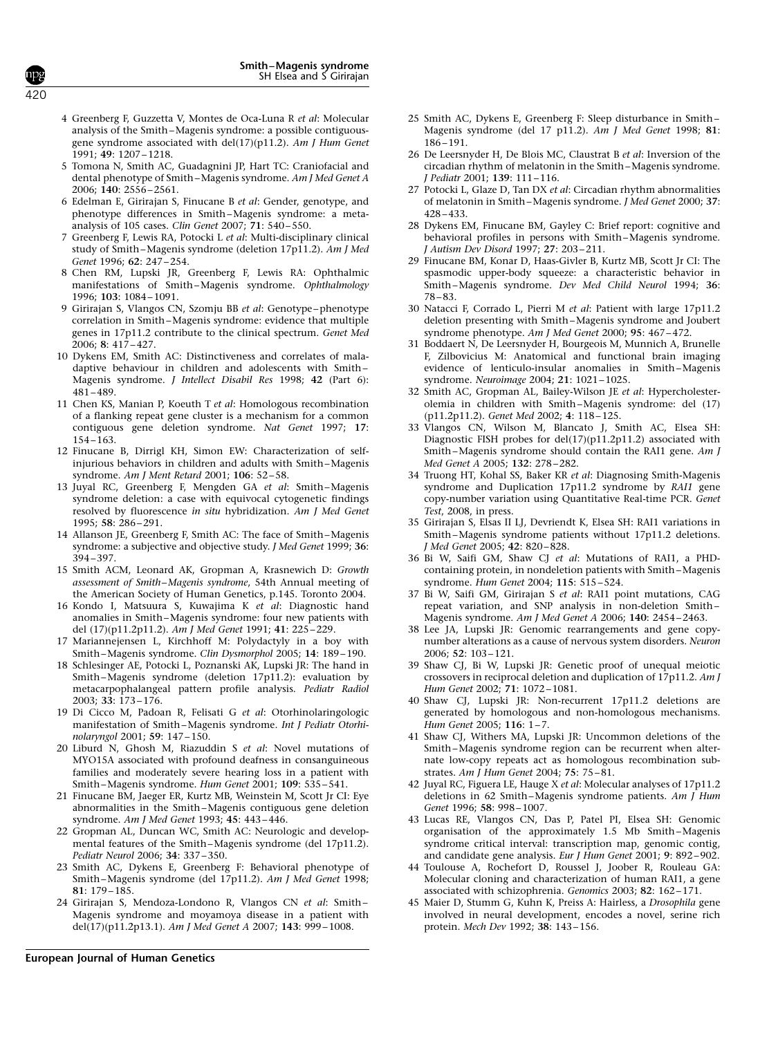4 Greenberg F, Guzzetta V, Montes de Oca-Luna R *et al*: Molecular analysis of the Smith–Magenis syndrome: a possible contiguous-gene syndrome associated with del(17)(p11.2). *Am J Hum Genet* 1991; **49**: 1207–1218.

5 Tomona N, Smith AC, Guadagnini JP, Hart TC: Craniofacial and dental phenotype of Smith–Magenis syndrome. *Am J Med Genet A* 2006; **140**: 2556–2561.

6 Edelman E, Girirajan S, Finucane B *et al*: Gender, genotype, and phenotype differences in Smith–Magenis syndrome: a meta-analysis of 105 cases. *Clin Genet* 2007; **71**: 540–550.

7 Greenberg F, Lewis RA, Potocki L *et al*: Multi-disciplinary clinical study of Smith–Magenis syndrome (deletion 17p11.2). *Am J Med Genet* 1996; **62**: 247–254.

8 Chen RM, Lupski JR, Greenberg F, Lewis RA: Ophthalmic manifestations of Smith–Magenis syndrome. *Ophthalmology* 1996; **103**: 1084–1091.

9 Girirajan S, Vlangos CN, Szomju BB *et al*: Genotype–phenotype correlation in Smith–Magenis syndrome: evidence that multiple genes in 17p11.2 contribute to the clinical spectrum. *Genet Med* 2006; **8**: 417–427.

10 Dykens EM, Smith AC: Distinctiveness and correlates of maladaptive behaviour in children and adolescents with Smith–Magenis syndrome. *J Intellect Disabil Res* 1998; **42** (Part 6): 481–489.

11 Chen KS, Manian P, Koeuth T *et al*: Homologous recombination of a flanking repeat gene cluster is a mechanism for a common contiguous gene deletion syndrome. *Nat Genet* 1997; **17**: 154–163.

12 Finucane B, Dirrigl KH, Simon EW: Characterization of self-injurious behaviors in children and adults with Smith–Magenis syndrome. *Am J Ment Retard* 2001; **106**: 52–58.

13 Juyal RC, Greenberg F, Mengden GA *et al*: Smith–Magenis syndrome deletion: a case with equivocal cytogenetic findings resolved by fluorescence *in situ* hybridization. *Am J Med Genet* 1995; **58**: 286–291.

14 Allanson JE, Greenberg F, Smith AC: The face of Smith–Magenis syndrome: a subjective and objective study. *J Med Genet* 1999; **36**: 394–397.

15 Smith ACM, Leonard AK, Gropman A, Krasnewich D: *Growth assessment of Smith–Magenis syndrome*, 54th Annual meeting of the American Society of Human Genetics, p.145. Toronto 2004.

16 Kondo I, Matsuura S, Kuwajima K *et al*: Diagnostic hand anomalies in Smith–Magenis syndrome: four new patients with del (17)(p11.2p11.2). *Am J Med Genet* 1991; **41**: 225–229.

17 Mariannejensen L, Kirchhoff M: Polydactyly in a boy with Smith–Magenis syndrome. *Clin Dysmorphol* 2005; **14**: 189–190.

18 Schlesinger AE, Potocki L, Poznanski AK, Lupski JR: The hand in Smith–Magenis syndrome (deletion 17p11.2): evaluation by metacarpophalangeal pattern profile analysis. *Pediatr Radiol* 2003; **33**: 173–176.

19 Di Cicco M, Padoan R, Felisati G *et al*: Otorhinolaringologic manifestation of Smith–Magenis syndrome. *Int J Pediatr Otorhinolaryngol* 2001; **59**: 147–150.

20 Liburd N, Ghosh M, Riazuddin S *et al*: Novel mutations of MYO15A associated with profound deafness in consanguineous families and moderately severe hearing loss in a patient with Smith–Magenis syndrome. *Hum Genet* 2001; **109**: 535–541.

21 Finucane BM, Jaeger ER, Kurtz MB, Weinstein M, Scott Jr CI: Eye abnormalities in the Smith–Magenis contiguous gene deletion syndrome. *Am J Med Genet* 1993; **45**: 443–446.

22 Gropman AL, Duncan WC, Smith AC: Neurologic and developmental features of the Smith–Magenis syndrome (del 17p11.2). *Pediatr Neurol* 2006; **34**: 337–350.

23 Smith AC, Dykens E, Greenberg F: Behavioral phenotype of Smith–Magenis syndrome (del 17p11.2). *Am J Med Genet* 1998; **81**: 179–185.

24 Girirajan S, Mendoza-Londono R, Vlangos CN *et al*: Smith–Magenis syndrome and moyamoya disease in a patient with del(17)(p11.2p13.1). *Am J Med Genet A* 2007; **143**: 999–1008.

25 Smith AC, Dykens E, Greenberg F: Sleep disturbance in Smith–Magenis syndrome (del 17 p11.2). *Am J Med Genet* 1998; **81**: 186–191.

26 De Leersnyder H, De Blois MC, Claustrat B *et al*: Inversion of the circadian rhythm of melatonin in the Smith–Magenis syndrome. *J Pediatr* 2001; **139**: 111–116.

27 Potocki L, Glaze D, Tan DX *et al*: Circadian rhythm abnormalities of melatonin in Smith–Magenis syndrome. *J Med Genet* 2000; **37**: 428–433.

28 Dykens EM, Finucane BM, Gayley C: Brief report: cognitive and behavioral profiles in persons with Smith–Magenis syndrome. *J Autism Dev Disord* 1997; **27**: 203–211.

29 Finucane BM, Konar D, Haas-Givler B, Kurtz MB, Scott Jr CI: The spasmodic upper-body squeeze: a characteristic behavior in Smith–Magenis syndrome. *Dev Med Child Neurol* 1994; **36**: 78–83.

30 Natacci F, Corrado L, Pierri M *et al*: Patient with large 17p11.2 deletion presenting with Smith–Magenis syndrome and Joubert syndrome phenotype. *Am J Med Genet* 2000; **95**: 467–472.

31 Boddaert N, De Leersnyder H, Bourgeois M, Munnich A, Brunelle F, Zilbovicius M: Anatomical and functional brain imaging evidence of lenticulo-insular anomalies in Smith–Magenis syndrome. *Neuroimage* 2004; **21**: 1021–1025.

32 Smith AC, Gropman AL, Bailey-Wilson JE *et al*: Hypercholesterolemia in children with Smith–Magenis syndrome: del (17) (p11.2p11.2). *Genet Med* 2002; **4**: 118–125.

33 Vlangos CN, Wilson M, Blancato J, Smith AC, Elsea SH: Diagnostic FISH probes for del(17)(p11.2p11.2) associated with Smith–Magenis syndrome should contain the RAI1 gene. *Am J Med Genet A* 2005; **132**: 278–282.

34 Truong HT, Kohal SS, Baker KR *et al*: Diagnosing Smith-Magenis syndrome and Duplication 17p11.2 syndrome by *RAI1* gene copy-number variation using Quantitative Real-time PCR. *Genet Test*, 2008, in press.

35 Girirajan S, Elsas II LJ, Devriendt K, Elsea SH: RAI1 variations in Smith–Magenis syndrome patients without 17p11.2 deletions. *J Med Genet* 2005; **42**: 820–828.

36 Bi W, Saifi GM, Shaw CJ *et al*: Mutations of RAI1, a PHD-containing protein, in nondeletion patients with Smith–Magenis syndrome. *Hum Genet* 2004; **115**: 515–524.

37 Bi W, Saifi GM, Girirajan S *et al*: RAI1 point mutations, CAG repeat variation, and SNP analysis in non-deletion Smith–Magenis syndrome. *Am J Med Genet A* 2006; **140**: 2454–2463.

38 Lee JA, Lupski JR: Genomic rearrangements and gene copy-number alterations as a cause of nervous system disorders. *Neuron* 2006; **52**: 103–121.

39 Shaw CJ, Bi W, Lupski JR: Genetic proof of unequal meiotic crossovers in reciprocal deletion and duplication of 17p11.2. *Am J Hum Genet* 2002; **71**: 1072–1081.

40 Shaw CJ, Lupski JR: Non-recurrent 17p11.2 deletions are generated by homologous and non-homologous mechanisms. *Hum Genet* 2005; **116**: 1–7.

41 Shaw CJ, Withers MA, Lupski JR: Uncommon deletions of the Smith–Magenis syndrome region can be recurrent when alternate low-copy repeats act as homologous recombination substrates. *Am J Hum Genet* 2004; **75**: 75–81.

42 Juyal RC, Figuera LE, Hauge X *et al*: Molecular analyses of 17p11.2 deletions in 62 Smith–Magenis syndrome patients. *Am J Hum Genet* 1996; **58**: 998–1007.

43 Lucas RE, Vlangos CN, Das P, Patel PI, Elsea SH: Genomic organisation of the approximately 1.5 Mb Smith–Magenis syndrome critical interval: transcription map, genomic contig, and candidate gene analysis. *Eur J Hum Genet* 2001; **9**: 892–902.

44 Toulouse A, Rochefort D, Roussel J, Joober R, Rouleau GA: Molecular cloning and characterization of human RAI1, a gene associated with schizophrenia. *Genomics* 2003; **82**: 162–171.

45 Maier D, Stumm G, Kuhn K, Preiss A: Hairless, a *Drosophila* gene involved in neural development, encodes a novel, serine rich protein. *Mech Dev* 1992; **38**: 143–156.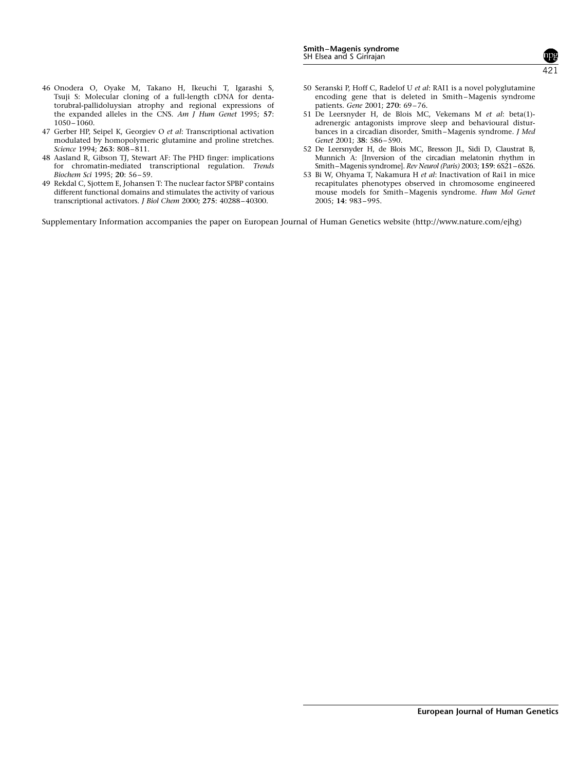46 Onodera O, Oyake M, Takano H, Ikeuchi T, Igarashi S, Tsuji S: Molecular cloning of a full-length cDNA for dentatorubral-pallidoluysian atrophy and regional expressions of the expanded alleles in the CNS. *Am J Hum Genet* 1995; **57**: 1050–1060.

47 Gerber HP, Seipel K, Georgiev O *et al*: Transcriptional activation modulated by homopolymeric glutamine and proline stretches. *Science* 1994; **263**: 808–811.

48 Aasland R, Gibson TJ, Stewart AF: The PHD finger: implications for chromatin-mediated transcriptional regulation. *Trends Biochem Sci* 1995; **20**: 56–59.

49 Rekdal C, Sjottem E, Johansen T: The nuclear factor SPBP contains different functional domains and stimulates the activity of various transcriptional activators. *J Biol Chem* 2000; **275**: 40288–40300.

50 Seranski P, Hoff C, Radelof U *et al*: RAI1 is a novel polyglutamine encoding gene that is deleted in Smith–Magenis syndrome patients. *Gene* 2001; **270**: 69–76.

51 De Leersnyder H, de Blois MC, Vekemans M *et al*: beta(1)-adrenergic antagonists improve sleep and behavioural disturbances in a circadian disorder, Smith–Magenis syndrome. *J Med Genet* 2001; **38**: 586–590.

52 De Leersnyder H, de Blois MC, Bresson JL, Sidi D, Claustrat B, Munnich A: [Inversion of the circadian melatonin rhythm in Smith–Magenis syndrome]. *Rev Neurol (Paris)* 2003; **159**: 6S21–6S26.

53 Bi W, Ohyama T, Nakamura H *et al*: Inactivation of Rai1 in mice recapitulates phenotypes observed in chromosome engineered mouse models for Smith–Magenis syndrome. *Hum Mol Genet* 2005; **14**: 983–995.

Supplementary Information accompanies the paper on European Journal of Human Genetics website (http://www.nature.com/ejhg)